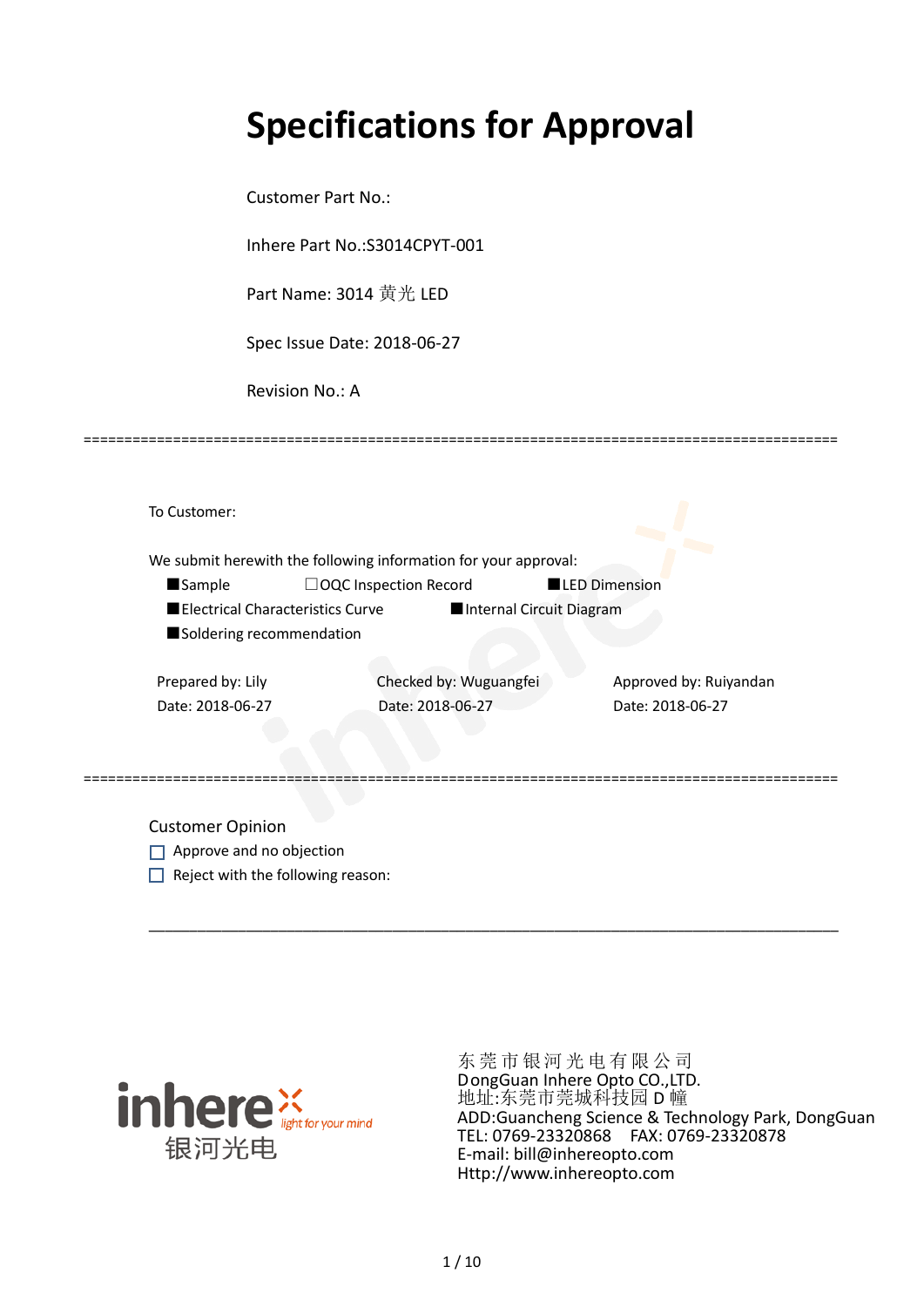# Specifications for Approval

Customer Part No.:

Inhere Part No.:S3014CPYT-001

Part Name: 3014 黄光 LED

Spec Issue Date: 2018-06-27

Revision No.: A

==========================================================================================

To Customer:

We submit herewith the following information for your approval:

■Sample ☐OQC Inspection Record ■LED Dimension

■Electrical Characteristics Curve ■Internal Circuit Diagram

■Soldering recommendation

| Prepared by: Lily | Checked by: Wuguangfei | Approved by: Ruiyandan |
|---|---|---|
| Date: 2018-06-27 | Date: 2018-06-27 | Date: 2018-06-27 |

==========================================================================================

Customer Opinion

☐ Approve and no objection

☐ Reject with the following reason:

______________________________________________________________________________

inhere light for your mind 银河光电

东莞市银河光电有限公司
DongGuan Inhere Opto CO.,LTD.
地址:东莞市莞城科技园 D 幢
ADD:Guancheng Science & Technology Park, DongGuan
TEL: 0769-23320868 FAX: 0769-23320878
E-mail: bill@inhereopto.com
Http://www.inhereopto.com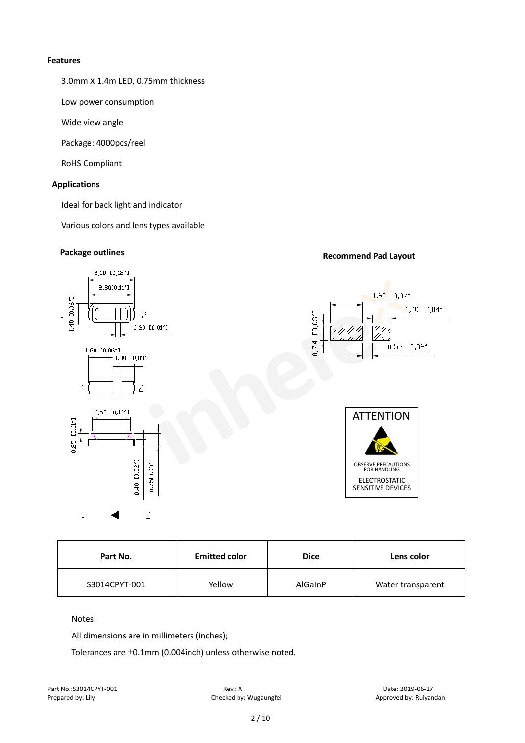**Features**

3.0mm x 1.4m LED, 0.75mm thickness

Low power consumption

Wide view angle

Package: 4000pcs/reel

RoHS Compliant

**Applications**

Ideal for back light and indicator

Various colors and lens types available

**Package outlines**

**Recommend Pad Layout**

ATTENTION

OBSERVE PRECAUTIONS FOR HANDLING

ELECTROSTATIC SENSITIVE DEVICES

| Part No. | Emitted color | Dice | Lens color |
|---|---|---|---|
| S3014CPYT-001 | Yellow | AlGaInP | Water transparent |

Notes:

All dimensions are in millimeters (inches);

Tolerances are ±0.1mm (0.004inch) unless otherwise noted.

Part No.:S3014CPYT-001 Rev.: A Date: 2019-06-27
Prepared by: Lily Checked by: Wugaungfei Approved by: Ruiyandan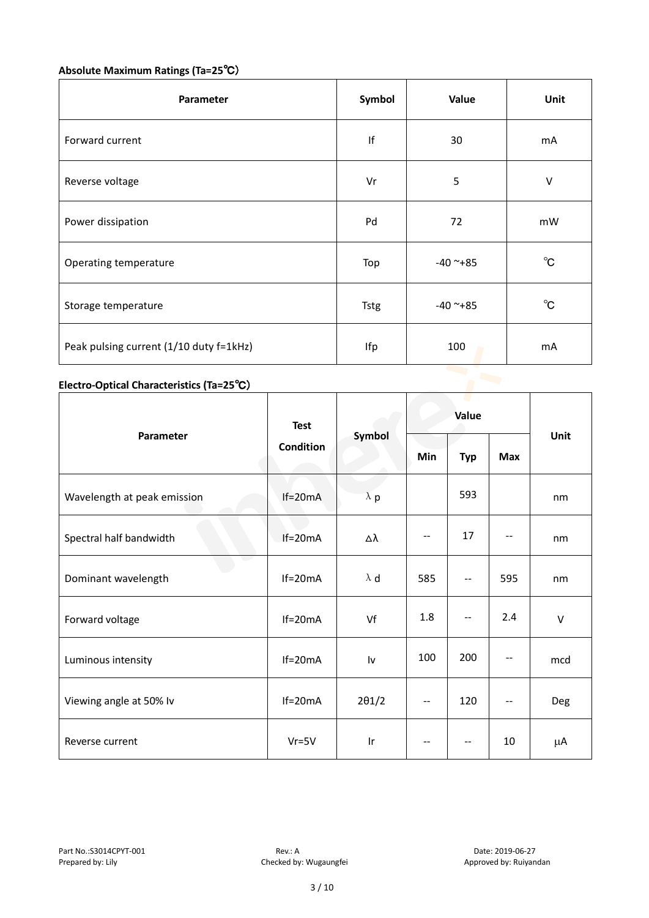**Absolute Maximum Ratings (Ta=25℃)**

| Parameter | Symbol | Value | Unit |
|---|---|---|---|
| Forward current | If | 30 | mA |
| Reverse voltage | Vr | 5 | V |
| Power dissipation | Pd | 72 | mW |
| Operating temperature | Top | -40 ~+85 | ℃ |
| Storage temperature | Tstg | -40 ~+85 | ℃ |
| Peak pulsing current (1/10 duty f=1kHz) | Ifp | 100 | mA |

**Electro-Optical Characteristics (Ta=25℃)**

| Parameter | Test Condition | Symbol | Value | | | Unit |
|---|---|---|---|---|---|---|
| | | | Min | Typ | Max | |
| Wavelength at peak emission | If=20mA | λ p | | 593 | | nm |
| Spectral half bandwidth | If=20mA | Δλ | -- | 17 | -- | nm |
| Dominant wavelength | If=20mA | λ d | 585 | -- | 595 | nm |
| Forward voltage | If=20mA | Vf | 1.8 | -- | 2.4 | V |
| Luminous intensity | If=20mA | Iv | 100 | 200 | -- | mcd |
| Viewing angle at 50% Iv | If=20mA | 2θ1/2 | -- | 120 | -- | Deg |
| Reverse current | Vr=5V | Ir | -- | -- | 10 | μA |

Part No.:S3014CPYT-001 Rev.: A Date: 2019-06-27
Prepared by: Lily Checked by: Wugaungfei Approved by: Ruiyandan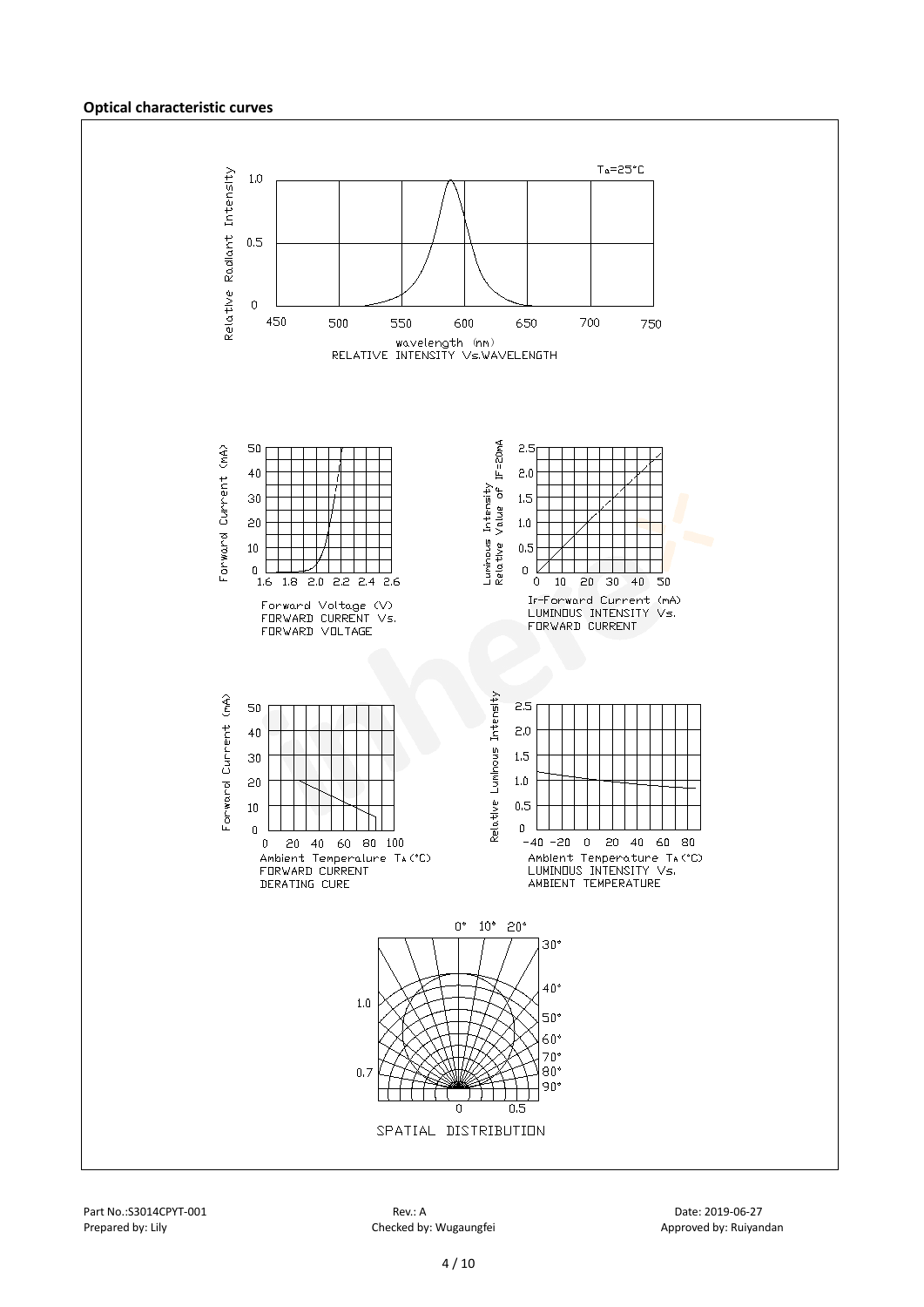## Optical characteristic curves

Ta=25°C

RELATIVE INTENSITY Vs.WAVELENGTH

FORWARD CURRENT Vs. FORWARD VOLTAGE

LUMINOUS INTENSITY Vs. FORWARD CURRENT

FORWARD CURRENT DERATING CURE

LUMINOUS INTENSITY Vs. AMBIENT TEMPERATURE

SPATIAL DISTRIBUTION

Part No.:S3014CPYT-001 | Rev.: A | Date: 2019-06-27

Prepared by: Lily | Checked by: Wugaungfei | Approved by: Ruiyandan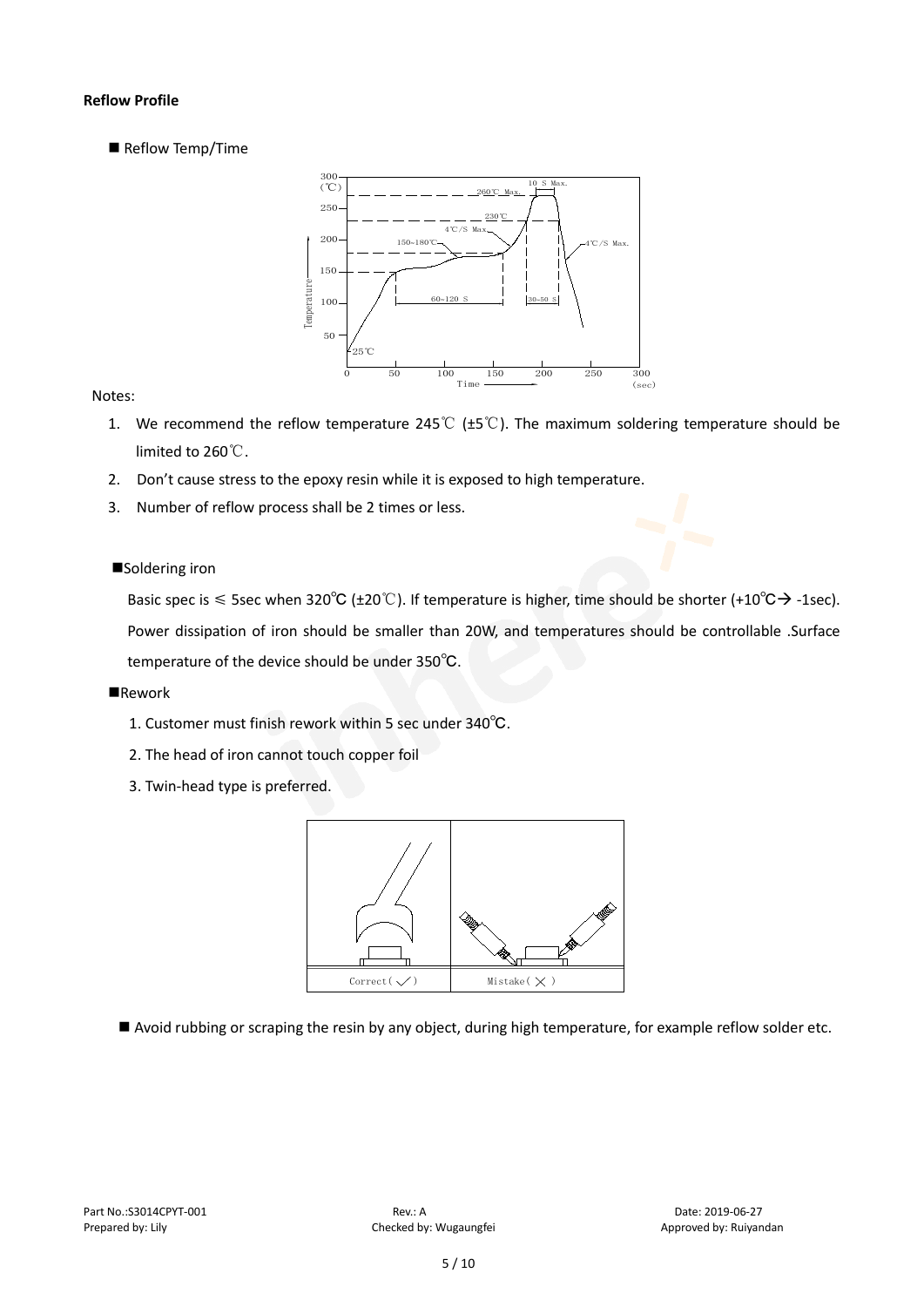**Reflow Profile**

■ Reflow Temp/Time

Notes:

1. We recommend the reflow temperature 245℃ (±5℃). The maximum soldering temperature should be limited to 260℃.
2. Don't cause stress to the epoxy resin while it is exposed to high temperature.
3. Number of reflow process shall be 2 times or less.

■Soldering iron

Basic spec is ≤ 5sec when 320℃ (±20℃). If temperature is higher, time should be shorter (+10℃→ -1sec). Power dissipation of iron should be smaller than 20W, and temperatures should be controllable .Surface temperature of the device should be under 350℃.

■Rework

1. Customer must finish rework within 5 sec under 340℃.
2. The head of iron cannot touch copper foil
3. Twin-head type is preferred.

■ Avoid rubbing or scraping the resin by any object, during high temperature, for example reflow solder etc.

Part No.:S3014CPYT-001 | Rev.: A | Date: 2019-06-27
Prepared by: Lily | Checked by: Wugaungfei | Approved by: Ruiyandan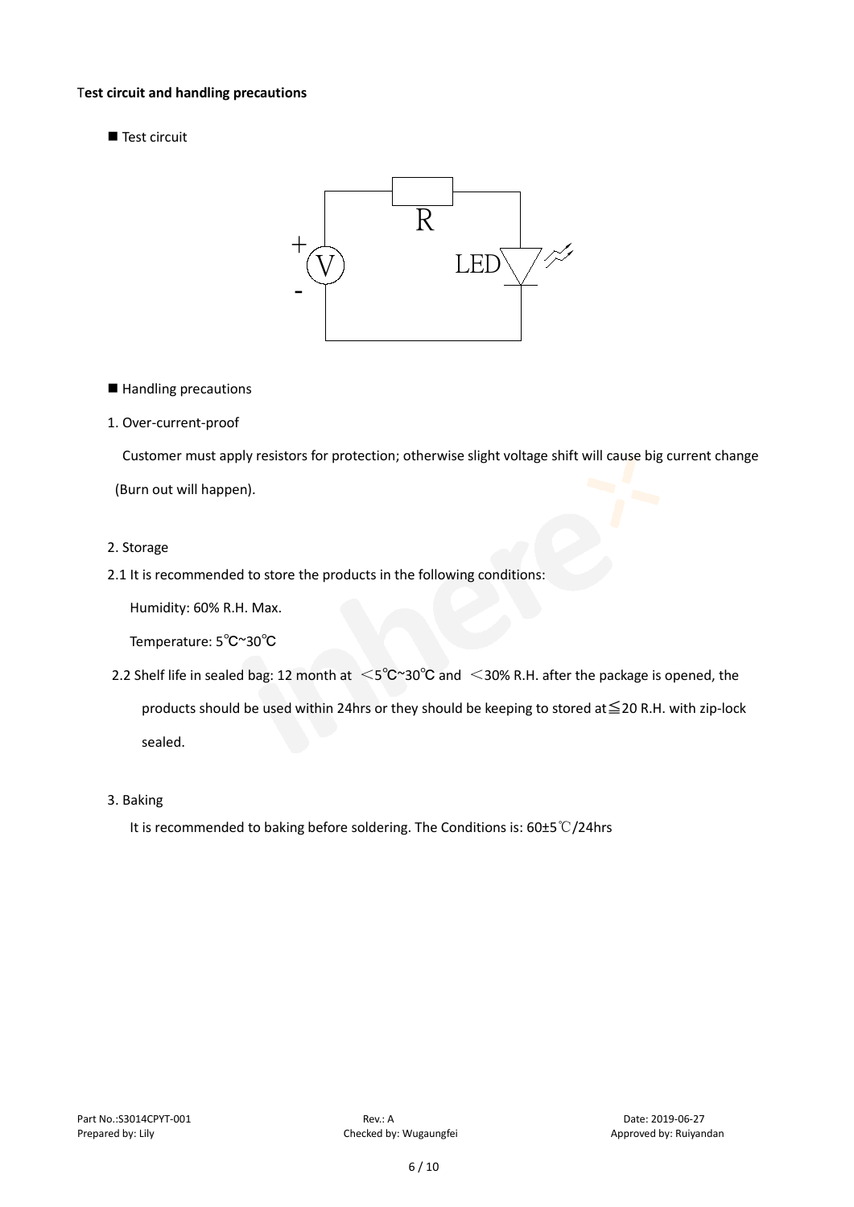**Test circuit and handling precautions**

■ Test circuit

R

+

V

-

LED

■ Handling precautions

1. Over-current-proof

Customer must apply resistors for protection; otherwise slight voltage shift will cause big current change (Burn out will happen).

2. Storage

2.1 It is recommended to store the products in the following conditions:

Humidity: 60% R.H. Max.

Temperature: 5℃~30℃

2.2 Shelf life in sealed bag: 12 month at ＜5℃~30℃ and ＜30% R.H. after the package is opened, the products should be used within 24hrs or they should be keeping to stored at≦20 R.H. with zip-lock sealed.

3. Baking

It is recommended to baking before soldering. The Conditions is: 60±5℃/24hrs

Part No.:S3014CPYT-001 | Rev.: A | Date: 2019-06-27

Prepared by: Lily | Checked by: Wugaungfei | Approved by: Ruiyandan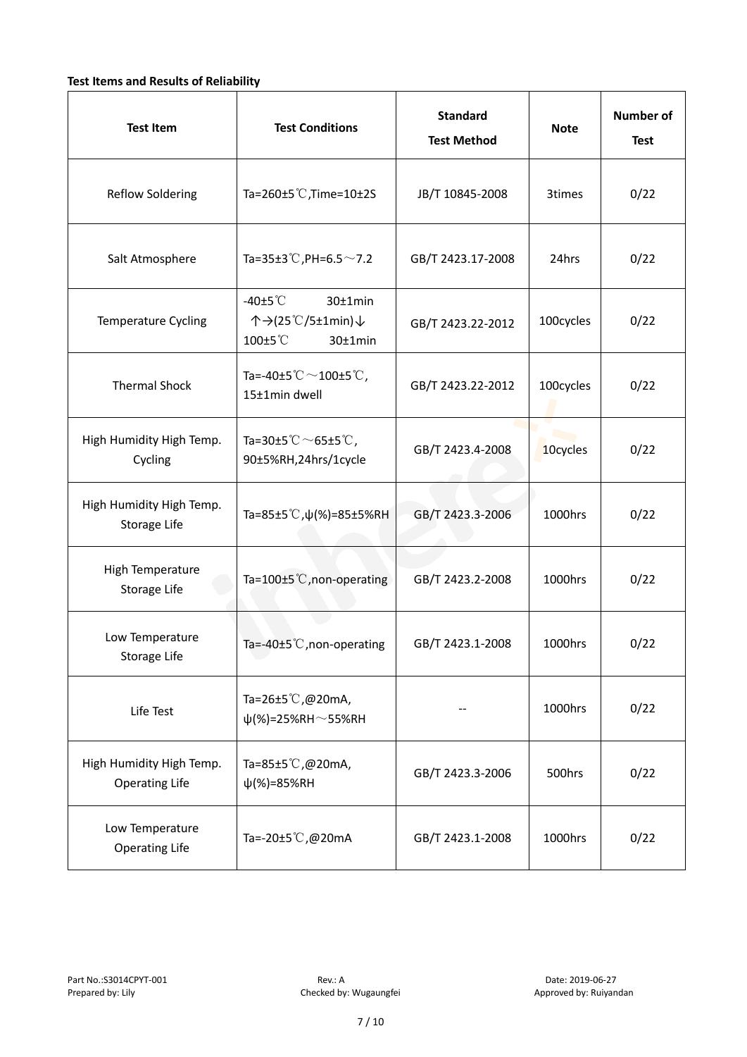**Test Items and Results of Reliability**

| Test Item | Test Conditions | Standard Test Method | Note | Number of Test |
|---|---|---|---|---|
| Reflow Soldering | Ta=260±5℃,Time=10±2S | JB/T 10845-2008 | 3times | 0/22 |
| Salt Atmosphere | Ta=35±3℃,PH=6.5～7.2 | GB/T 2423.17-2008 | 24hrs | 0/22 |
| Temperature Cycling | -40±5℃ 30±1min ↑→(25℃/5±1min)↓ 100±5℃ 30±1min | GB/T 2423.22-2012 | 100cycles | 0/22 |
| Thermal Shock | Ta=-40±5℃～100±5℃, 15±1min dwell | GB/T 2423.22-2012 | 100cycles | 0/22 |
| High Humidity High Temp. Cycling | Ta=30±5℃～65±5℃, 90±5%RH,24hrs/1cycle | GB/T 2423.4-2008 | 10cycles | 0/22 |
| High Humidity High Temp. Storage Life | Ta=85±5℃,ψ(%)=85±5%RH | GB/T 2423.3-2006 | 1000hrs | 0/22 |
| High Temperature Storage Life | Ta=100±5℃,non-operating | GB/T 2423.2-2008 | 1000hrs | 0/22 |
| Low Temperature Storage Life | Ta=-40±5℃,non-operating | GB/T 2423.1-2008 | 1000hrs | 0/22 |
| Life Test | Ta=26±5℃,@20mA, ψ(%)=25%RH～55%RH | -- | 1000hrs | 0/22 |
| High Humidity High Temp. Operating Life | Ta=85±5℃,@20mA, ψ(%)=85%RH | GB/T 2423.3-2006 | 500hrs | 0/22 |
| Low Temperature Operating Life | Ta=-20±5℃,@20mA | GB/T 2423.1-2008 | 1000hrs | 0/22 |

Part No.:S3014CPYT-001　　Rev.: A　　Date: 2019-06-27
Prepared by: Lily　　Checked by: Wugaungfei　　Approved by: Ruiyandan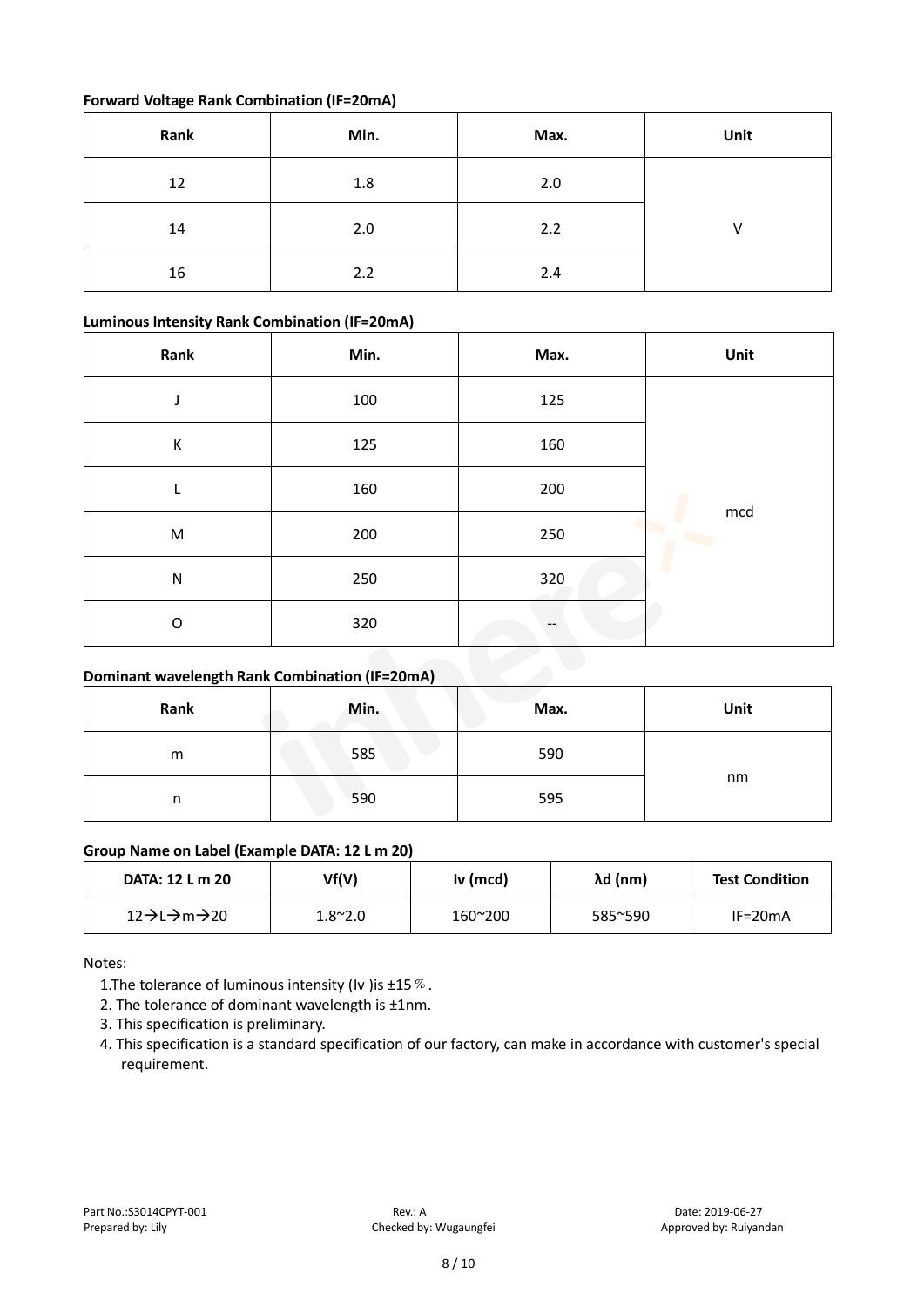**Forward Voltage Rank Combination (IF=20mA)**

| Rank | Min. | Max. | Unit |
|---|---|---|---|
| 12 | 1.8 | 2.0 | V |
| 14 | 2.0 | 2.2 | |
| 16 | 2.2 | 2.4 | |

**Luminous Intensity Rank Combination (IF=20mA)**

| Rank | Min. | Max. | Unit |
|---|---|---|---|
| J | 100 | 125 | mcd |
| K | 125 | 160 | |
| L | 160 | 200 | |
| M | 200 | 250 | |
| N | 250 | 320 | |
| O | 320 | -- | |

**Dominant wavelength Rank Combination (IF=20mA)**

| Rank | Min. | Max. | Unit |
|---|---|---|---|
| m | 585 | 590 | nm |
| n | 590 | 595 | |

**Group Name on Label (Example DATA: 12 L m 20)**

| DATA: 12 L m 20 | Vf(V) | Iv (mcd) | λd (nm) | Test Condition |
|---|---|---|---|---|
| 12→L→m→20 | 1.8~2.0 | 160~200 | 585~590 | IF=20mA |

Notes:

1. The tolerance of luminous intensity (Iv ) is ±15％.
2. The tolerance of dominant wavelength is ±1nm.
3. This specification is preliminary.
4. This specification is a standard specification of our factory, can make in accordance with customer's special requirement.

Part No.:S3014CPYT-001 Rev.: A Date: 2019-06-27
Prepared by: Lily Checked by: Wugaungfei Approved by: Ruiyandan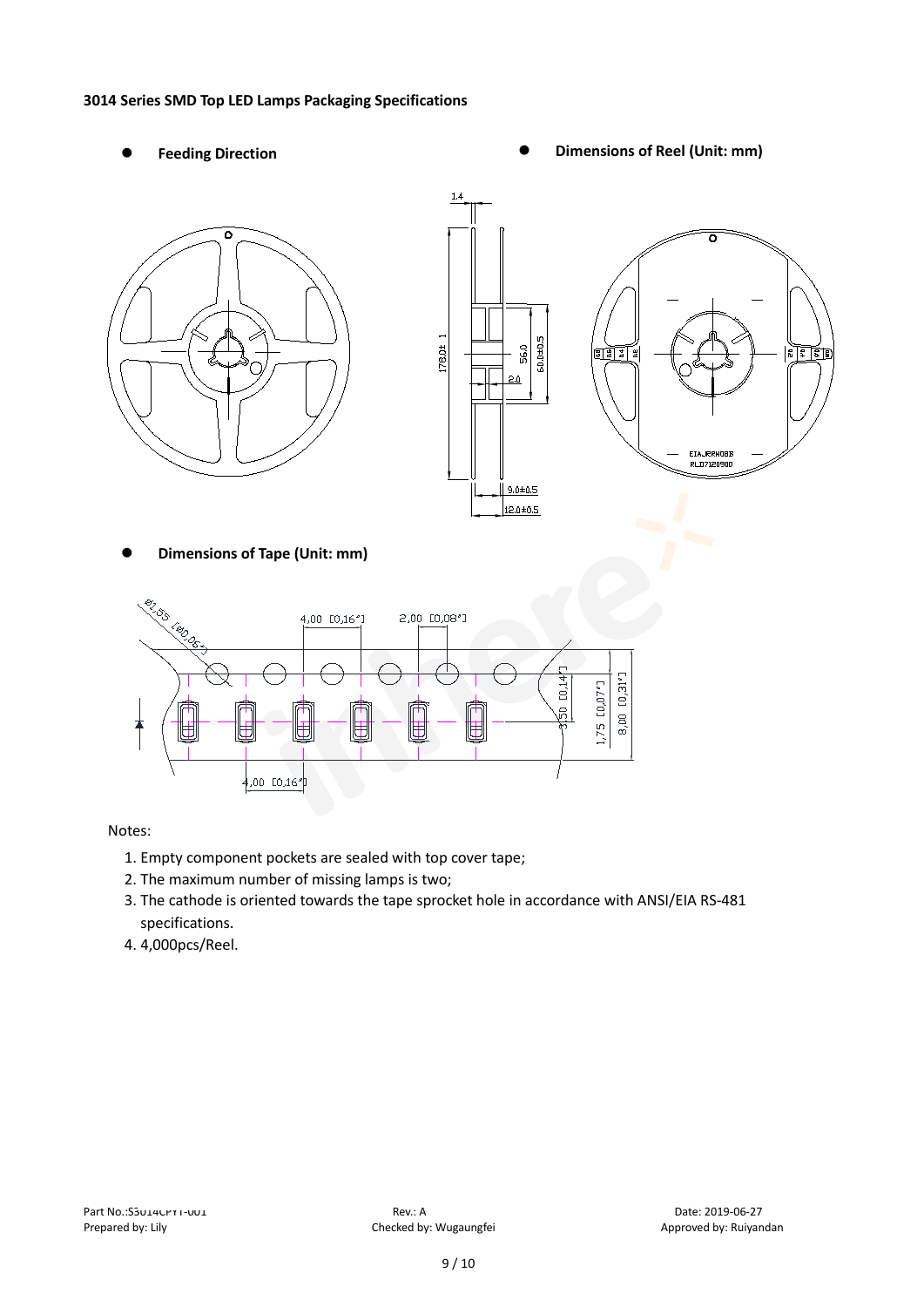**3014 Series SMD Top LED Lamps Packaging Specifications**

- **Feeding Direction**
- **Dimensions of Reel (Unit: mm)**
- **Dimensions of Tape (Unit: mm)**

Notes:

1. Empty component pockets are sealed with top cover tape;
2. The maximum number of missing lamps is two;
3. The cathode is oriented towards the tape sprocket hole in accordance with ANSI/EIA RS-481 specifications.
4. 4,000pcs/Reel.

Part No.:S3014CPYT-001 | Rev.: A | Date: 2019-06-27

Prepared by: Lily | Checked by: Wugaungfei | Approved by: Ruiyandan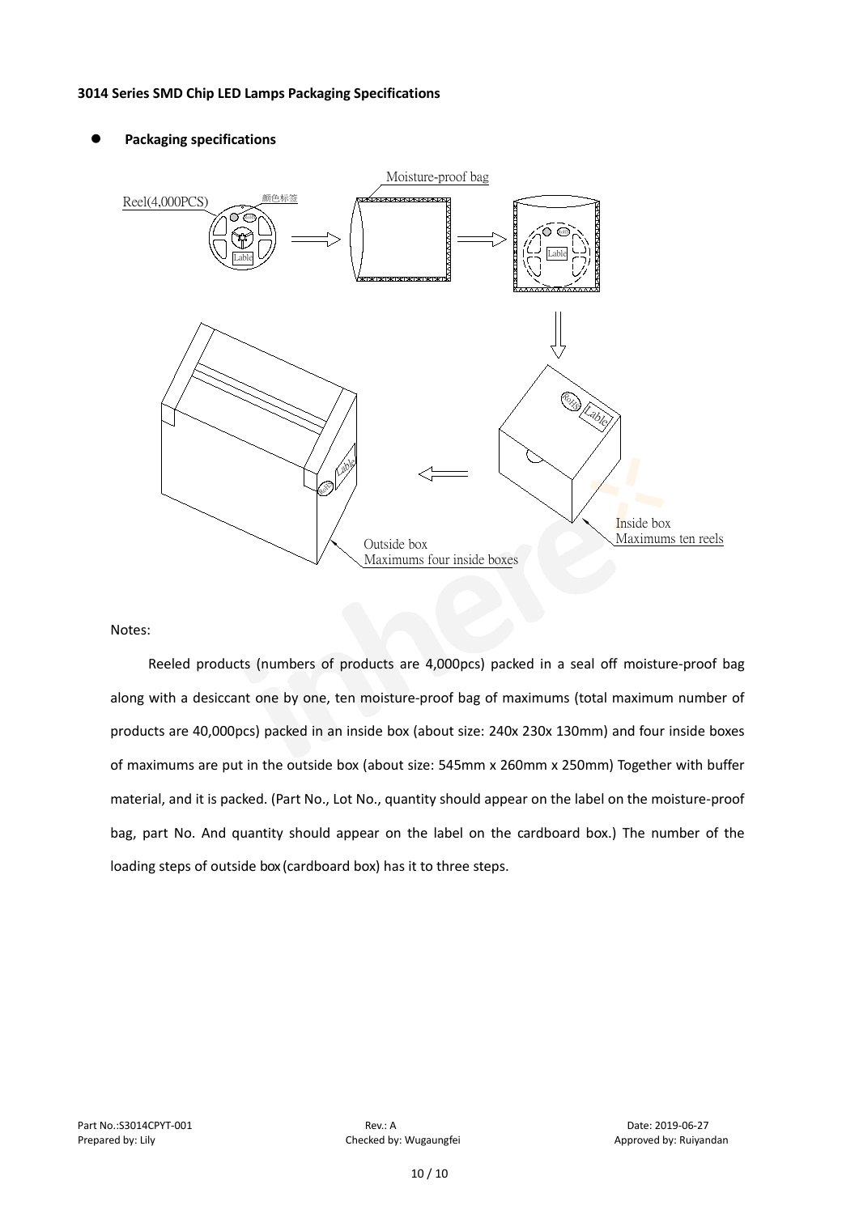**3014 Series SMD Chip LED Lamps Packaging Specifications**

- **Packaging specifications**

Reel(4,000PCS)

顏色标签

Lable

Moisture-proof bag

Lable

Lable

Lable

Inside box
Maximums ten reels

Outside box
Maximums four inside boxes

Notes:

Reeled products (numbers of products are 4,000pcs) packed in a seal off moisture-proof bag along with a desiccant one by one, ten moisture-proof bag of maximums (total maximum number of products are 40,000pcs) packed in an inside box (about size: 240x 230x 130mm) and four inside boxes of maximums are put in the outside box (about size: 545mm x 260mm x 250mm) Together with buffer material, and it is packed. (Part No., Lot No., quantity should appear on the label on the moisture-proof bag, part No. And quantity should appear on the label on the cardboard box.) The number of the loading steps of outside box (cardboard box) has it to three steps.